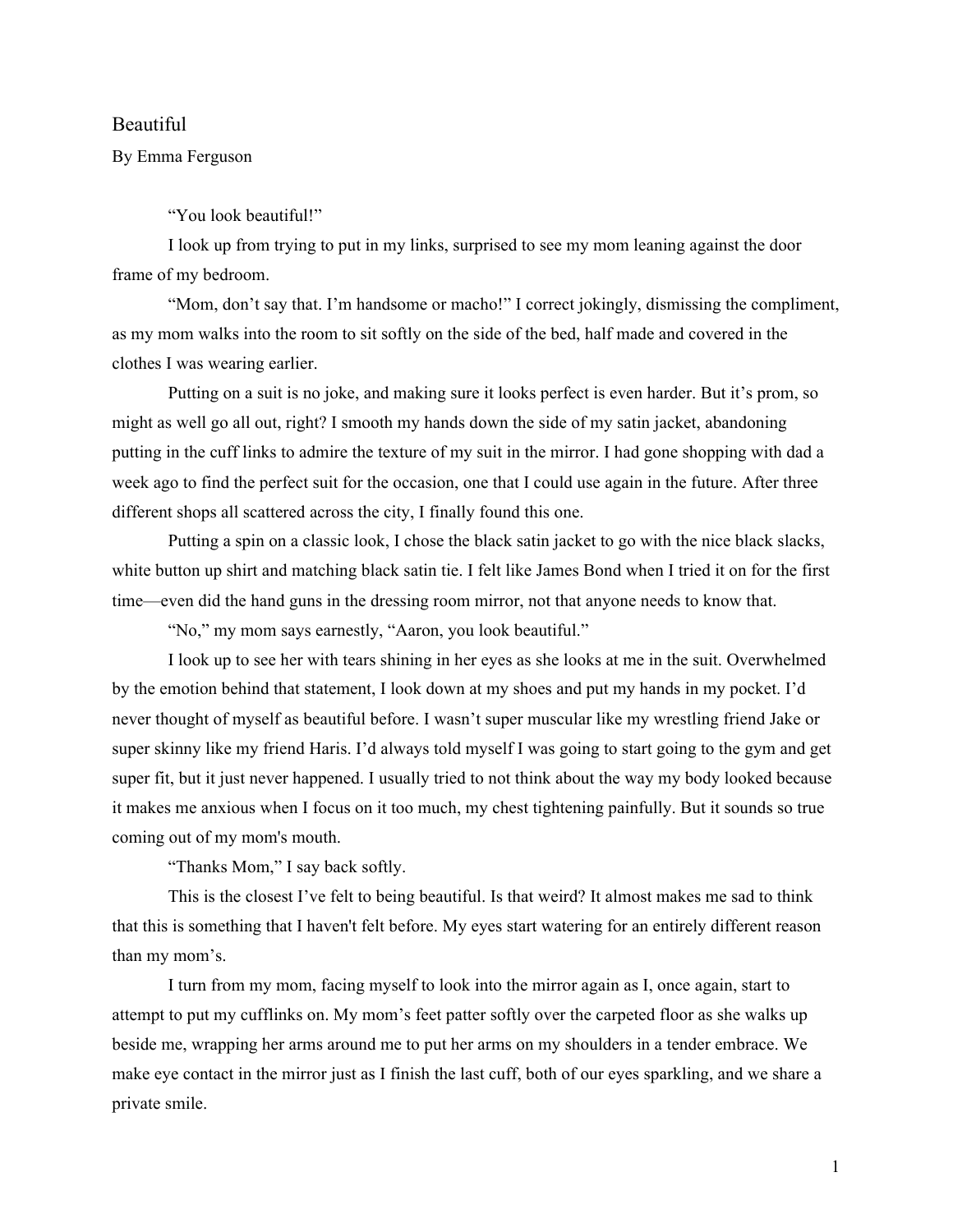# Beautiful

By Emma Ferguson

"You look beautiful!"

I look up from trying to put in my links, surprised to see my mom leaning against the door frame of my bedroom.

"Mom, don't say that. I'm handsome or macho!" I correct jokingly, dismissing the compliment, as my mom walks into the room to sit softly on the side of the bed, half made and covered in the clothes I was wearing earlier.

Putting on a suit is no joke, and making sure it looks perfect is even harder. But it's prom, so might as well go all out, right? I smooth my hands down the side of my satin jacket, abandoning putting in the cuff links to admire the texture of my suit in the mirror. I had gone shopping with dad a week ago to find the perfect suit for the occasion, one that I could use again in the future. After three different shops all scattered across the city, I finally found this one.

Putting a spin on a classic look, I chose the black satin jacket to go with the nice black slacks, white button up shirt and matching black satin tie. I felt like James Bond when I tried it on for the first time—even did the hand guns in the dressing room mirror, not that anyone needs to know that.

"No," my mom says earnestly, "Aaron, you look beautiful."

I look up to see her with tears shining in her eyes as she looks at me in the suit. Overwhelmed by the emotion behind that statement, I look down at my shoes and put my hands in my pocket. I'd never thought of myself as beautiful before. I wasn't super muscular like my wrestling friend Jake or super skinny like my friend Haris. I'd always told myself I was going to start going to the gym and get super fit, but it just never happened. I usually tried to not think about the way my body looked because it makes me anxious when I focus on it too much, my chest tightening painfully. But it sounds so true coming out of my mom's mouth.

"Thanks Mom," I say back softly.

This is the closest I've felt to being beautiful. Is that weird? It almost makes me sad to think that this is something that I haven't felt before. My eyes start watering for an entirely different reason than my mom's.

I turn from my mom, facing myself to look into the mirror again as I, once again, start to attempt to put my cufflinks on. My mom's feet patter softly over the carpeted floor as she walks up beside me, wrapping her arms around me to put her arms on my shoulders in a tender embrace. We make eye contact in the mirror just as I finish the last cuff, both of our eyes sparkling, and we share a private smile.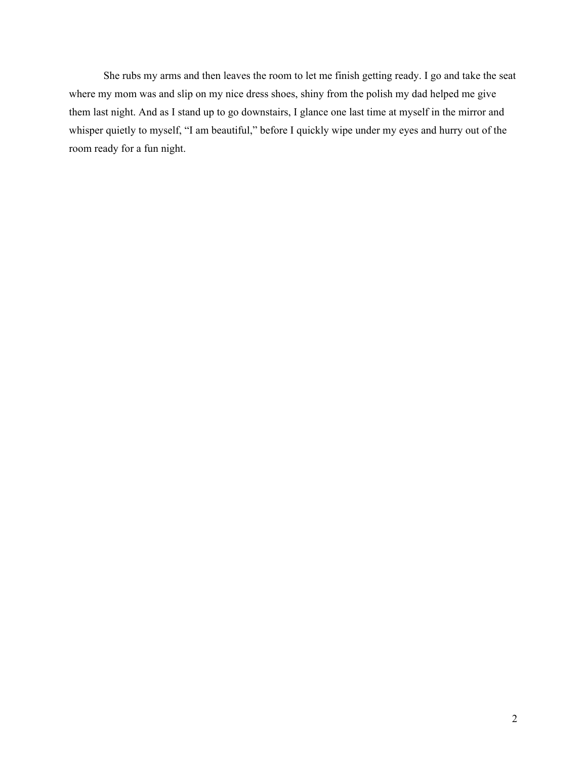She rubs my arms and then leaves the room to let me finish getting ready. I go and take the seat where my mom was and slip on my nice dress shoes, shiny from the polish my dad helped me give them last night. And as I stand up to go downstairs, I glance one last time at myself in the mirror and whisper quietly to myself, “I am beautiful,” before I quickly wipe under my eyes and hurry out of the room ready for a fun night.